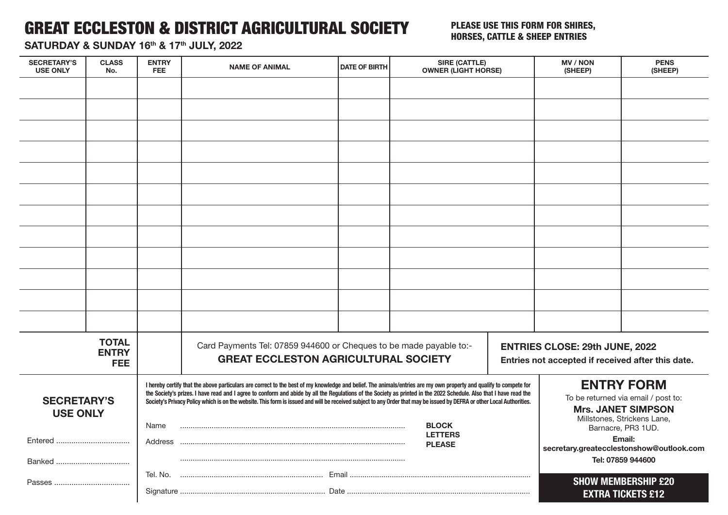# GREAT ECCLESTON & DISTRICT AGRICULTURAL SOCIETY

**SATURDAY & SUNDAY 16th & 17th JULY, 2022**

**PLEASE USE THIS FORM FOR SHIRES, HORSES, CATTLE & SHEEP ENTRIES**

| SECRETARY'S USE ONLY | CLASS No. | ENTRY FEE | NAME OF ANIMAL | DATE OF BIRTH | SIRE (CATTLE) OWNER (LIGHT HORSE) | MV / NON (SHEEP) | PENS (SHEEP) |
|---|---|---|---|---|---|---|---|
| | | | | | | | |
| | | | | | | | |
| | | | | | | | |
| | | | | | | | |
| | | | | | | | |
| | | | | | | | |
| | | | | | | | |
| | | | | | | | |
| | | | | | | | |
| | | | | | | | |
| | | | | | | | |
| | | | | | | | |
| | **TOTAL ENTRY FEE** | | | | | | |

Card Payments Tel: 07859 944600 or Cheques to be made payable to:-
**GREAT ECCLESTON AGRICULTURAL SOCIETY**

**ENTRIES CLOSE: 29th JUNE, 2022**
**Entries not accepted if received after this date.**

**SECRETARY'S USE ONLY**

Entered ..................................

Banked ..................................

Passes ..................................

**I hereby certify that the above particulars are correct to the best of my knowledge and belief. The animals/entries are my own property and qualify to compete for the Society's prizes. I have read and I agree to conform and abide by all the Regulations of the Society as printed in the 2022 Schedule. Also that I have read the Society's Privacy Policy which is on the website. This form is issued and will be received subject to any Order that may be issued by DEFRA or other Local Authorities.**

Name ..........................................................................................................

Address ..........................................................................................................

..........................................................................................................

**BLOCK LETTERS PLEASE**

Tel. No. .................................................................... Email ....................................................................................

Signature .................................................................... Date ....................................................................................

## ENTRY FORM

To be returned via email / post to:

**Mrs. JANET SIMPSON**
Millstones, Strickens Lane,
Barnacre, PR3 1UD.

**Email:**
**secretary.greatecclestonshow@outlook.com**

**Tel: 07859 944600**

**SHOW MEMBERSHIP £20**
**EXTRA TICKETS £12**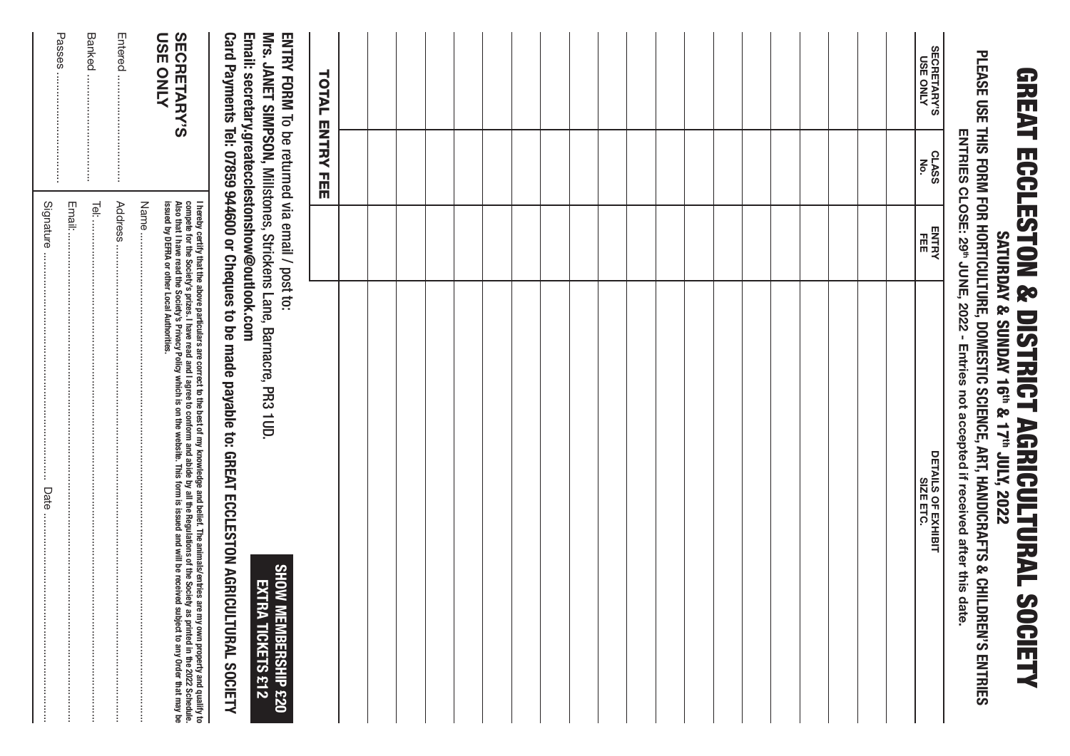# GREAT ECCLESTON & DISTRICT AGRICULTURAL SOCIETY

## SATURDAY & SUNDAY 16th & 17th JULY, 2022

**PLEASE USE THIS FORM FOR HORTICULTURE, DOMESTIC SCIENCE, ART, HANDICRAFTS & CHILDREN'S ENTRIES**

**ENTRIES CLOSE: 29th JUNE, 2022 - Entries not accepted if received after this date.**

| SECRETARY'S USE ONLY | CLASS No. | DETAILS OF EXHIBIT SIZE ETC. | ENTRY FEE |
|---|---|---|---|
| | | | |
| | | | |
| | | | |
| | | | |
| | | | |
| | | | |
| | | | |
| | | | |
| | | | |
| | | | |
| | | | |
| | | | |
| | | | |
| | | | |
| | | | |
| | | | |
| | | | |
| | | | |
| | | **TOTAL ENTRY FEE** | |

**SHOW MEMBERSHIP £20**
**EXTRA TICKETS £12**

**ENTRY FORM** To be returned via email / post to:
**Mrs. JANET SIMPSON,** Millstones, Strickens Lane, Barnacre, PR3 1UD.
**Email: secretary.greatecclestonshow@outlook.com**
**Card Payments Tel: 07859 944600 or Cheques to be made payable to: GREAT ECCLESTON AGRICULTURAL SOCIETY**

**SECRETARY'S USE ONLY**

Entered ......................

Banked ......................

Passes ......................

**I hereby certify that the above particulars are correct to the best of my knowledge and belief. The animals/entries are my own property and qualify to compete for the Society's prizes. I have read and I agree to conform and abide by all the Regulations of the Society as printed in the 2022 Schedule. Also that I have read the Society's Privacy Policy which is on the website. This form is issued and will be received subject to any Order that may be issued by DEFRA or other Local Authorities.**

Name ......................................................................

Address ......................................................................

Tel ......................................................................

Email ......................................................................

Signature ...................................... Date ......................................